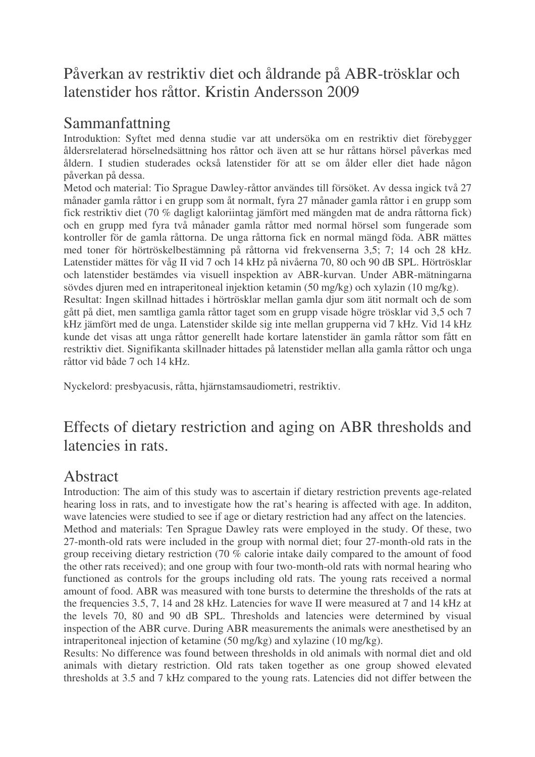# Påverkan av restriktiv diet och åldrande på ABR-trösklar och latenstider hos råttor. Kristin Andersson 2009

## Sammanfattning

Introduktion: Syftet med denna studie var att undersöka om en restriktiv diet förebygger åldersrelaterad hörselnedsättning hos råttor och även att se hur råttans hörsel påverkas med åldern. I studien studerades också latenstider för att se om ålder eller diet hade någon påverkan på dessa.

Metod och material: Tio Sprague Dawley-råttor användes till försöket. Av dessa ingick två 27 månader gamla råttor i en grupp som åt normalt, fyra 27 månader gamla råttor i en grupp som fick restriktiv diet (70 % dagligt kaloriintag jämfört med mängden mat de andra råttorna fick) och en grupp med fyra två månader gamla råttor med normal hörsel som fungerade som kontroller för de gamla råttorna. De unga råttorna fick en normal mängd föda. ABR mättes med toner för hörtröskelbestämning på råttorna vid frekvenserna 3,5; 7; 14 och 28 kHz. Latenstider mättes för våg II vid 7 och 14 kHz på nivåerna 70, 80 och 90 dB SPL. Hörtrösklar och latenstider bestämdes via visuell inspektion av ABR-kurvan. Under ABR-mätningarna sövdes djuren med en intraperitoneal injektion ketamin (50 mg/kg) och xylazin (10 mg/kg).

Resultat: Ingen skillnad hittades i hörtrösklar mellan gamla djur som ätit normalt och de som gått på diet, men samtliga gamla råttor taget som en grupp visade högre trösklar vid 3,5 och 7 kHz jämfört med de unga. Latenstider skilde sig inte mellan grupperna vid 7 kHz. Vid 14 kHz kunde det visas att unga råttor generellt hade kortare latenstider än gamla råttor som fått en restriktiv diet. Signifikanta skillnader hittades på latenstider mellan alla gamla råttor och unga råttor vid både 7 och 14 kHz.

Nyckelord: presbyacusis, råtta, hjärnstamsaudiometri, restriktiv.

# Effects of dietary restriction and aging on ABR thresholds and latencies in rats.

## Abstract

Introduction: The aim of this study was to ascertain if dietary restriction prevents age-related hearing loss in rats, and to investigate how the rat's hearing is affected with age. In additon, wave latencies were studied to see if age or dietary restriction had any affect on the latencies.

Method and materials: Ten Sprague Dawley rats were employed in the study. Of these, two 27-month-old rats were included in the group with normal diet; four 27-month-old rats in the group receiving dietary restriction (70 % calorie intake daily compared to the amount of food the other rats received); and one group with four two-month-old rats with normal hearing who functioned as controls for the groups including old rats. The young rats received a normal amount of food. ABR was measured with tone bursts to determine the thresholds of the rats at the frequencies 3.5, 7, 14 and 28 kHz. Latencies for wave II were measured at 7 and 14 kHz at the levels 70, 80 and 90 dB SPL. Thresholds and latencies were determined by visual inspection of the ABR curve. During ABR measurements the animals were anesthetised by an intraperitoneal injection of ketamine (50 mg/kg) and xylazine (10 mg/kg).

Results: No difference was found between thresholds in old animals with normal diet and old animals with dietary restriction. Old rats taken together as one group showed elevated thresholds at 3.5 and 7 kHz compared to the young rats. Latencies did not differ between the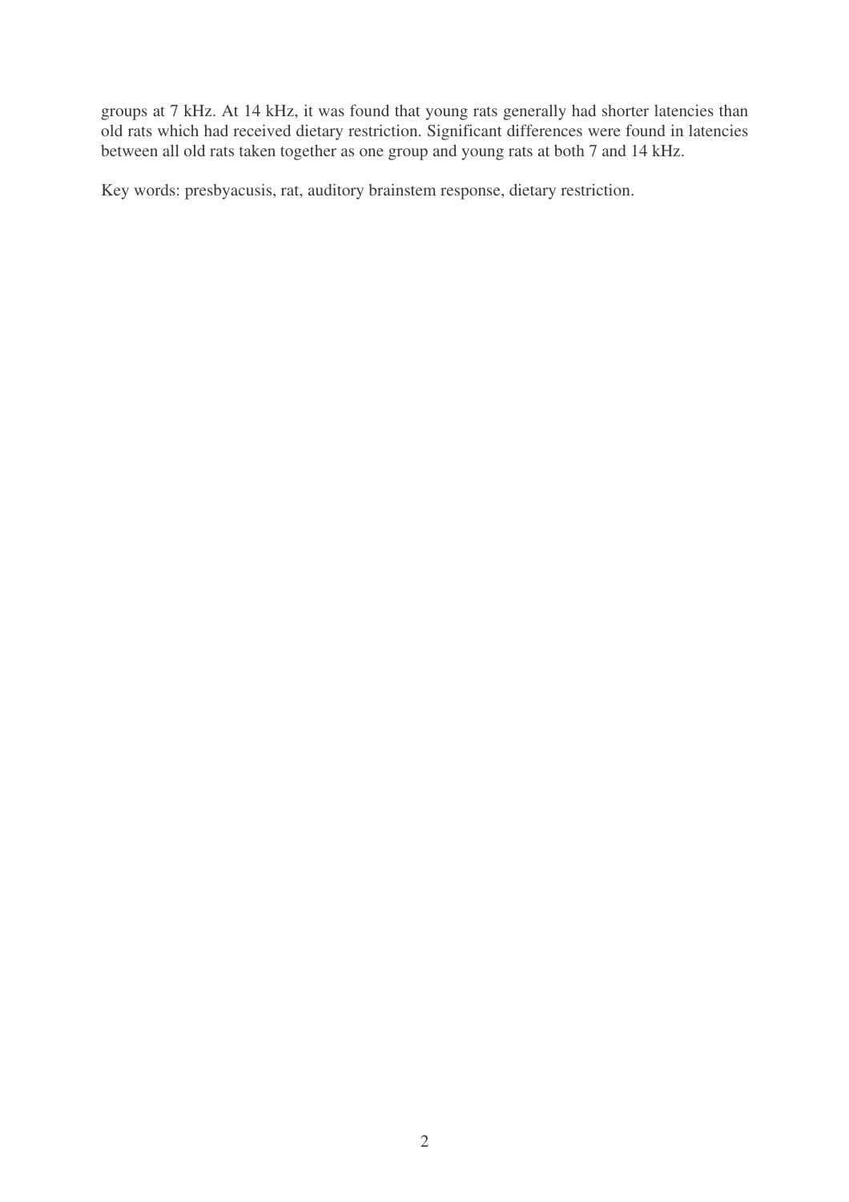groups at 7 kHz. At 14 kHz, it was found that young rats generally had shorter latencies than old rats which had received dietary restriction. Significant differences were found in latencies between all old rats taken together as one group and young rats at both 7 and 14 kHz.

Key words: presbyacusis, rat, auditory brainstem response, dietary restriction.